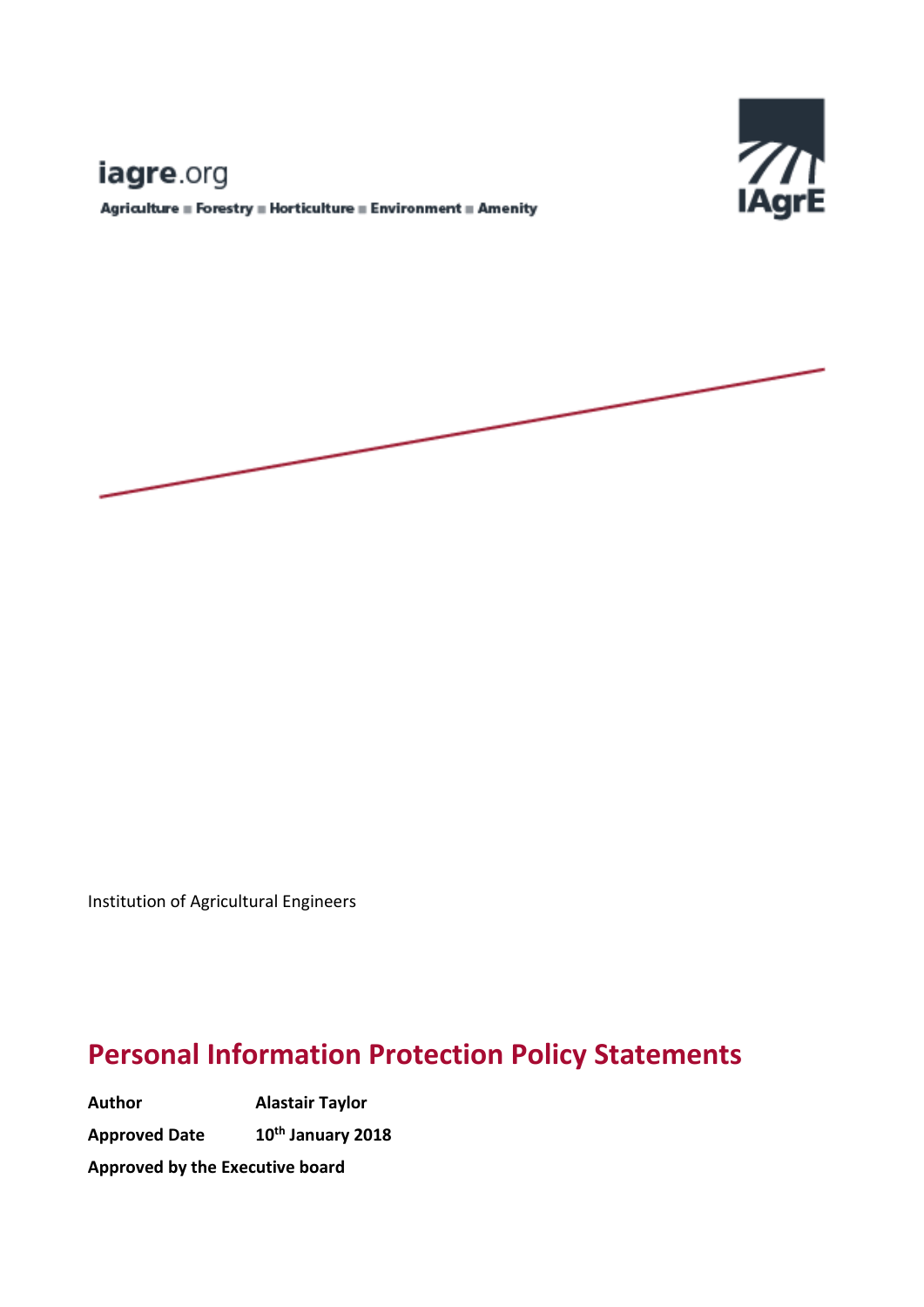iagre.org

Agriculture ■ Forestry ■ Horticulture ■ Environment ■ Amenity

IAgrE

Institution of Agricultural Engineers

# Personal Information Protection Policy Statements

**Author** **Alastair Taylor**

**Approved Date** **10th January 2018**

**Approved by the Executive board**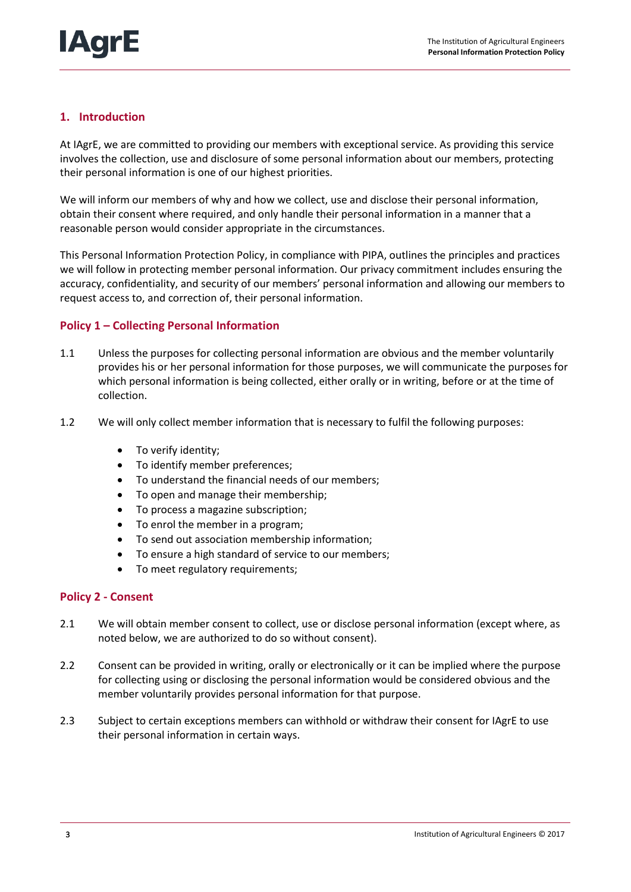## 1. Introduction

At IAgrE, we are committed to providing our members with exceptional service. As providing this service involves the collection, use and disclosure of some personal information about our members, protecting their personal information is one of our highest priorities.

We will inform our members of why and how we collect, use and disclose their personal information, obtain their consent where required, and only handle their personal information in a manner that a reasonable person would consider appropriate in the circumstances.

This Personal Information Protection Policy, in compliance with PIPA, outlines the principles and practices we will follow in protecting member personal information. Our privacy commitment includes ensuring the accuracy, confidentiality, and security of our members' personal information and allowing our members to request access to, and correction of, their personal information.

### Policy 1 – Collecting Personal Information

1.1 Unless the purposes for collecting personal information are obvious and the member voluntarily provides his or her personal information for those purposes, we will communicate the purposes for which personal information is being collected, either orally or in writing, before or at the time of collection.

1.2 We will only collect member information that is necessary to fulfil the following purposes:

- To verify identity;
- To identify member preferences;
- To understand the financial needs of our members;
- To open and manage their membership;
- To process a magazine subscription;
- To enrol the member in a program;
- To send out association membership information;
- To ensure a high standard of service to our members;
- To meet regulatory requirements;

### Policy 2 - Consent

2.1 We will obtain member consent to collect, use or disclose personal information (except where, as noted below, we are authorized to do so without consent).

2.2 Consent can be provided in writing, orally or electronically or it can be implied where the purpose for collecting using or disclosing the personal information would be considered obvious and the member voluntarily provides personal information for that purpose.

2.3 Subject to certain exceptions members can withhold or withdraw their consent for IAgrE to use their personal information in certain ways.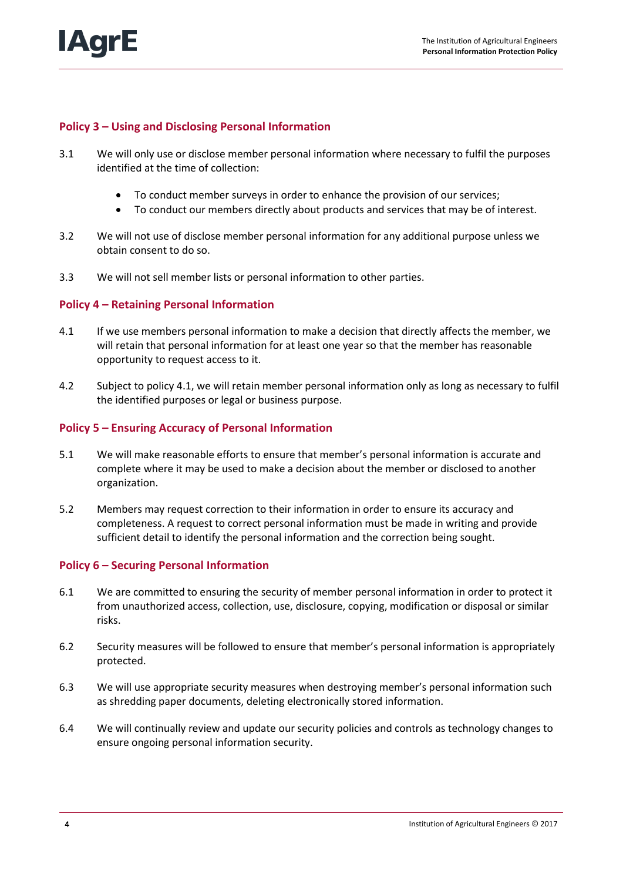## Policy 3 – Using and Disclosing Personal Information

3.1 We will only use or disclose member personal information where necessary to fulfil the purposes identified at the time of collection:

- To conduct member surveys in order to enhance the provision of our services;
- To conduct our members directly about products and services that may be of interest.

3.2 We will not use of disclose member personal information for any additional purpose unless we obtain consent to do so.

3.3 We will not sell member lists or personal information to other parties.

## Policy 4 – Retaining Personal Information

4.1 If we use members personal information to make a decision that directly affects the member, we will retain that personal information for at least one year so that the member has reasonable opportunity to request access to it.

4.2 Subject to policy 4.1, we will retain member personal information only as long as necessary to fulfil the identified purposes or legal or business purpose.

## Policy 5 – Ensuring Accuracy of Personal Information

5.1 We will make reasonable efforts to ensure that member's personal information is accurate and complete where it may be used to make a decision about the member or disclosed to another organization.

5.2 Members may request correction to their information in order to ensure its accuracy and completeness. A request to correct personal information must be made in writing and provide sufficient detail to identify the personal information and the correction being sought.

## Policy 6 – Securing Personal Information

6.1 We are committed to ensuring the security of member personal information in order to protect it from unauthorized access, collection, use, disclosure, copying, modification or disposal or similar risks.

6.2 Security measures will be followed to ensure that member's personal information is appropriately protected.

6.3 We will use appropriate security measures when destroying member's personal information such as shredding paper documents, deleting electronically stored information.

6.4 We will continually review and update our security policies and controls as technology changes to ensure ongoing personal information security.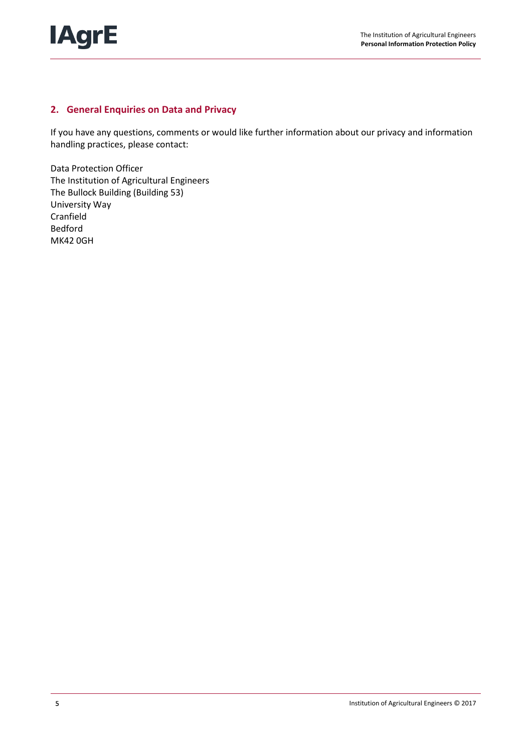## 2. General Enquiries on Data and Privacy

If you have any questions, comments or would like further information about our privacy and information handling practices, please contact:

Data Protection Officer
The Institution of Agricultural Engineers
The Bullock Building (Building 53)
University Way
Cranfield
Bedford
MK42 0GH